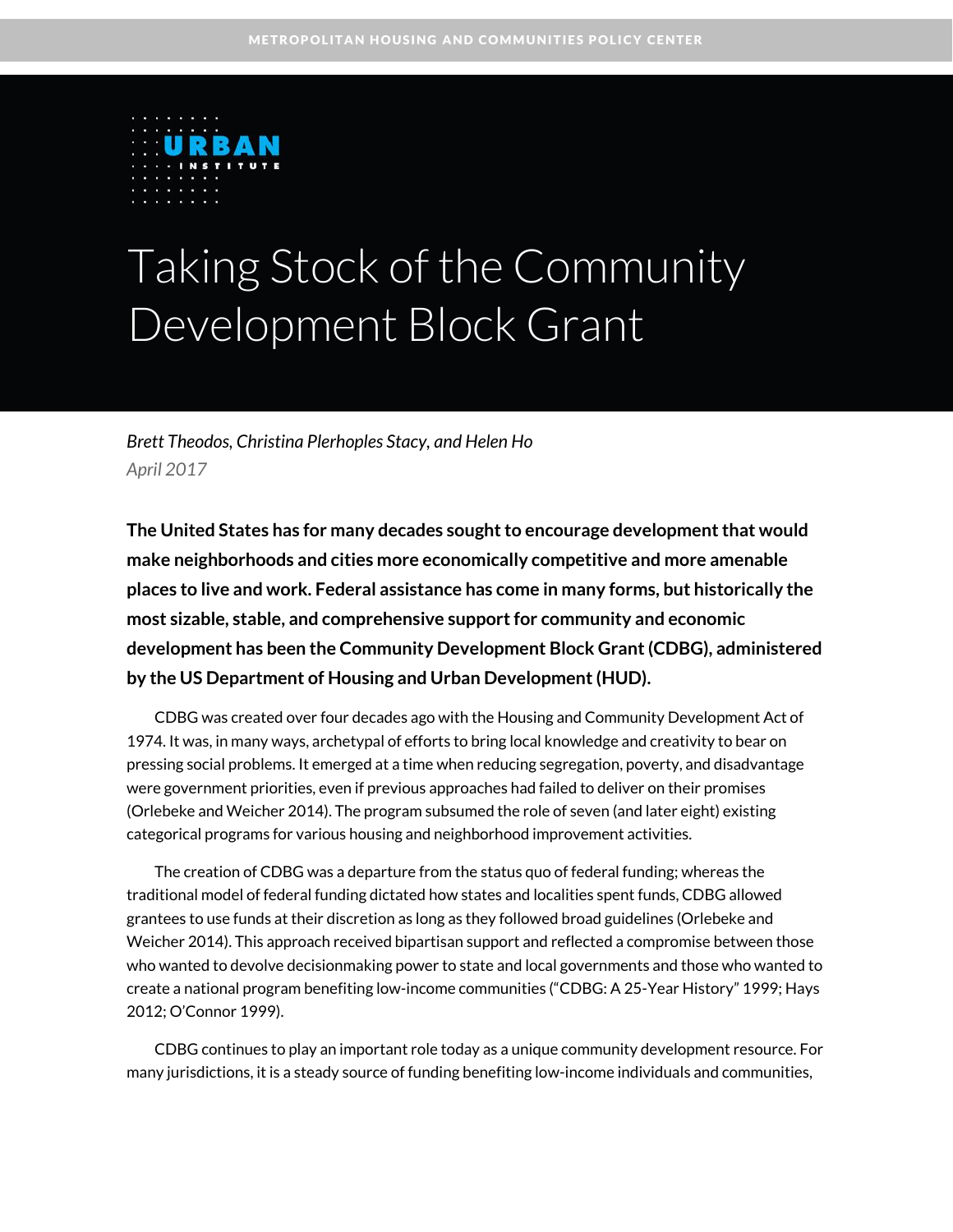METROPOLITAN HOUSING AND COMMUNITIES POLICY CENTER

URBAN INSTITUTE

# Taking Stock of the Community Development Block Grant

*Brett Theodos, Christina Plerhoples Stacy, and Helen Ho*

*April 2017*

**The United States has for many decades sought to encourage development that would make neighborhoods and cities more economically competitive and more amenable places to live and work. Federal assistance has come in many forms, but historically the most sizable, stable, and comprehensive support for community and economic development has been the Community Development Block Grant (CDBG), administered by the US Department of Housing and Urban Development (HUD).**

CDBG was created over four decades ago with the Housing and Community Development Act of 1974. It was, in many ways, archetypal of efforts to bring local knowledge and creativity to bear on pressing social problems. It emerged at a time when reducing segregation, poverty, and disadvantage were government priorities, even if previous approaches had failed to deliver on their promises (Orlebeke and Weicher 2014). The program subsumed the role of seven (and later eight) existing categorical programs for various housing and neighborhood improvement activities.

The creation of CDBG was a departure from the status quo of federal funding; whereas the traditional model of federal funding dictated how states and localities spent funds, CDBG allowed grantees to use funds at their discretion as long as they followed broad guidelines (Orlebeke and Weicher 2014). This approach received bipartisan support and reflected a compromise between those who wanted to devolve decisionmaking power to state and local governments and those who wanted to create a national program benefiting low-income communities ("CDBG: A 25-Year History" 1999; Hays 2012; O'Connor 1999).

CDBG continues to play an important role today as a unique community development resource. For many jurisdictions, it is a steady source of funding benefiting low-income individuals and communities,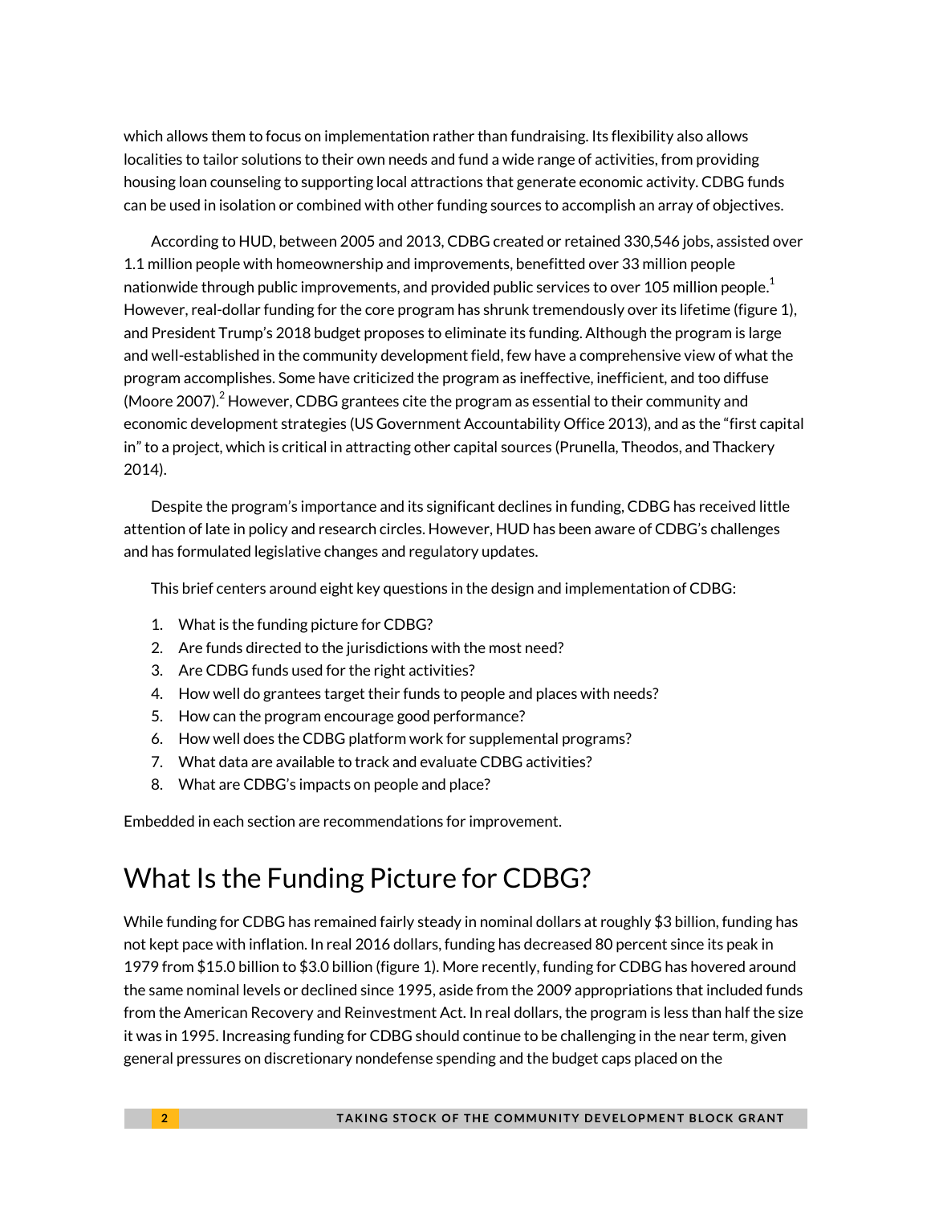which allows them to focus on implementation rather than fundraising. Its flexibility also allows localities to tailor solutions to their own needs and fund a wide range of activities, from providing housing loan counseling to supporting local attractions that generate economic activity. CDBG funds can be used in isolation or combined with other funding sources to accomplish an array of objectives.

According to HUD, between 2005 and 2013, CDBG created or retained 330,546 jobs, assisted over 1.1 million people with homeownership and improvements, benefitted over 33 million people nationwide through public improvements, and provided public services to over 105 million people.[1] However, real-dollar funding for the core program has shrunk tremendously over its lifetime (figure 1), and President Trump's 2018 budget proposes to eliminate its funding. Although the program is large and well-established in the community development field, few have a comprehensive view of what the program accomplishes. Some have criticized the program as ineffective, inefficient, and too diffuse (Moore 2007).[2] However, CDBG grantees cite the program as essential to their community and economic development strategies (US Government Accountability Office 2013), and as the "first capital in" to a project, which is critical in attracting other capital sources (Prunella, Theodos, and Thackery 2014).

Despite the program's importance and its significant declines in funding, CDBG has received little attention of late in policy and research circles. However, HUD has been aware of CDBG's challenges and has formulated legislative changes and regulatory updates.

This brief centers around eight key questions in the design and implementation of CDBG:

1. What is the funding picture for CDBG?
2. Are funds directed to the jurisdictions with the most need?
3. Are CDBG funds used for the right activities?
4. How well do grantees target their funds to people and places with needs?
5. How can the program encourage good performance?
6. How well does the CDBG platform work for supplemental programs?
7. What data are available to track and evaluate CDBG activities?
8. What are CDBG's impacts on people and place?

Embedded in each section are recommendations for improvement.

## What Is the Funding Picture for CDBG?

While funding for CDBG has remained fairly steady in nominal dollars at roughly $3 billion, funding has not kept pace with inflation. In real 2016 dollars, funding has decreased 80 percent since its peak in 1979 from $15.0 billion to $3.0 billion (figure 1). More recently, funding for CDBG has hovered around the same nominal levels or declined since 1995, aside from the 2009 appropriations that included funds from the American Recovery and Reinvestment Act. In real dollars, the program is less than half the size it was in 1995. Increasing funding for CDBG should continue to be challenging in the near term, given general pressures on discretionary nondefense spending and the budget caps placed on the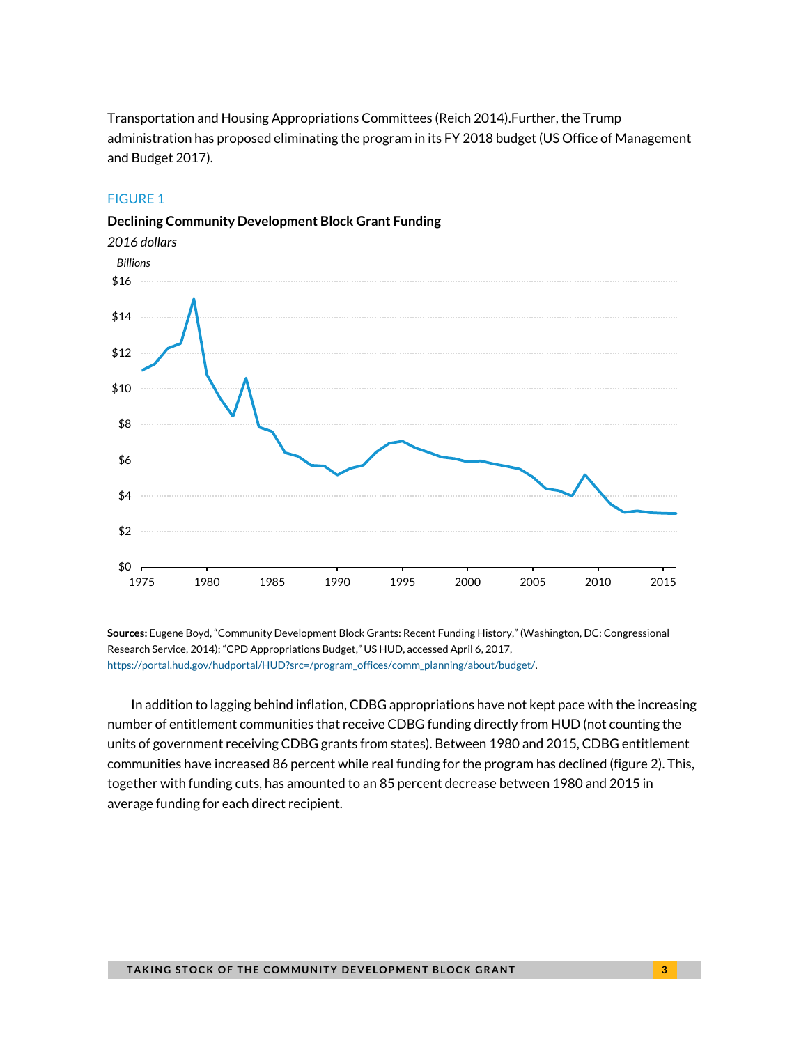Transportation and Housing Appropriations Committees (Reich 2014).Further, the Trump administration has proposed eliminating the program in its FY 2018 budget (US Office of Management and Budget 2017).

FIGURE 1

**Declining Community Development Block Grant Funding**

*2016 dollars*

**Sources:** Eugene Boyd, "Community Development Block Grants: Recent Funding History," (Washington, DC: Congressional Research Service, 2014); "CPD Appropriations Budget," US HUD, accessed April 6, 2017, https://portal.hud.gov/hudportal/HUD?src=/program_offices/comm_planning/about/budget/.

In addition to lagging behind inflation, CDBG appropriations have not kept pace with the increasing number of entitlement communities that receive CDBG funding directly from HUD (not counting the units of government receiving CDBG grants from states). Between 1980 and 2015, CDBG entitlement communities have increased 86 percent while real funding for the program has declined (figure 2). This, together with funding cuts, has amounted to an 85 percent decrease between 1980 and 2015 in average funding for each direct recipient.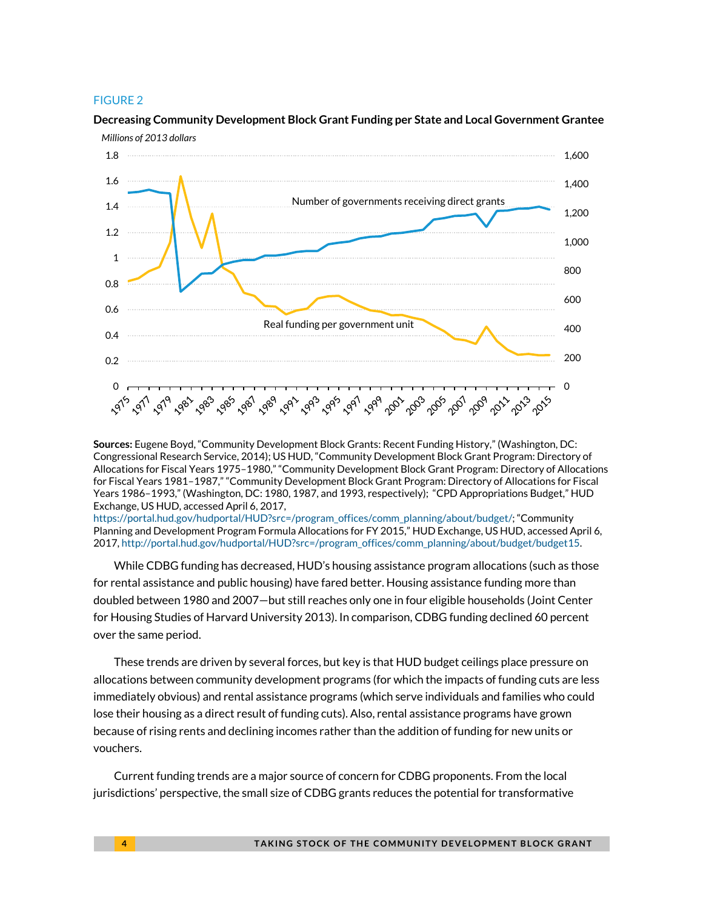FIGURE 2

**Decreasing Community Development Block Grant Funding per State and Local Government Grantee**

*Millions of 2013 dollars*

**Sources:** Eugene Boyd, "Community Development Block Grants: Recent Funding History," (Washington, DC: Congressional Research Service, 2014); US HUD, "Community Development Block Grant Program: Directory of Allocations for Fiscal Years 1975–1980," "Community Development Block Grant Program: Directory of Allocations for Fiscal Years 1981–1987," "Community Development Block Grant Program: Directory of Allocations for Fiscal Years 1986–1993," (Washington, DC: 1980, 1987, and 1993, respectively); "CPD Appropriations Budget," HUD Exchange, US HUD, accessed April 6, 2017, https://portal.hud.gov/hudportal/HUD?src=/program_offices/comm_planning/about/budget/; "Community Planning and Development Program Formula Allocations for FY 2015," HUD Exchange, US HUD, accessed April 6, 2017, http://portal.hud.gov/hudportal/HUD?src=/program_offices/comm_planning/about/budget/budget15.

While CDBG funding has decreased, HUD's housing assistance program allocations (such as those for rental assistance and public housing) have fared better. Housing assistance funding more than doubled between 1980 and 2007—but still reaches only one in four eligible households (Joint Center for Housing Studies of Harvard University 2013). In comparison, CDBG funding declined 60 percent over the same period.

These trends are driven by several forces, but key is that HUD budget ceilings place pressure on allocations between community development programs (for which the impacts of funding cuts are less immediately obvious) and rental assistance programs (which serve individuals and families who could lose their housing as a direct result of funding cuts). Also, rental assistance programs have grown because of rising rents and declining incomes rather than the addition of funding for new units or vouchers.

Current funding trends are a major source of concern for CDBG proponents. From the local jurisdictions' perspective, the small size of CDBG grants reduces the potential for transformative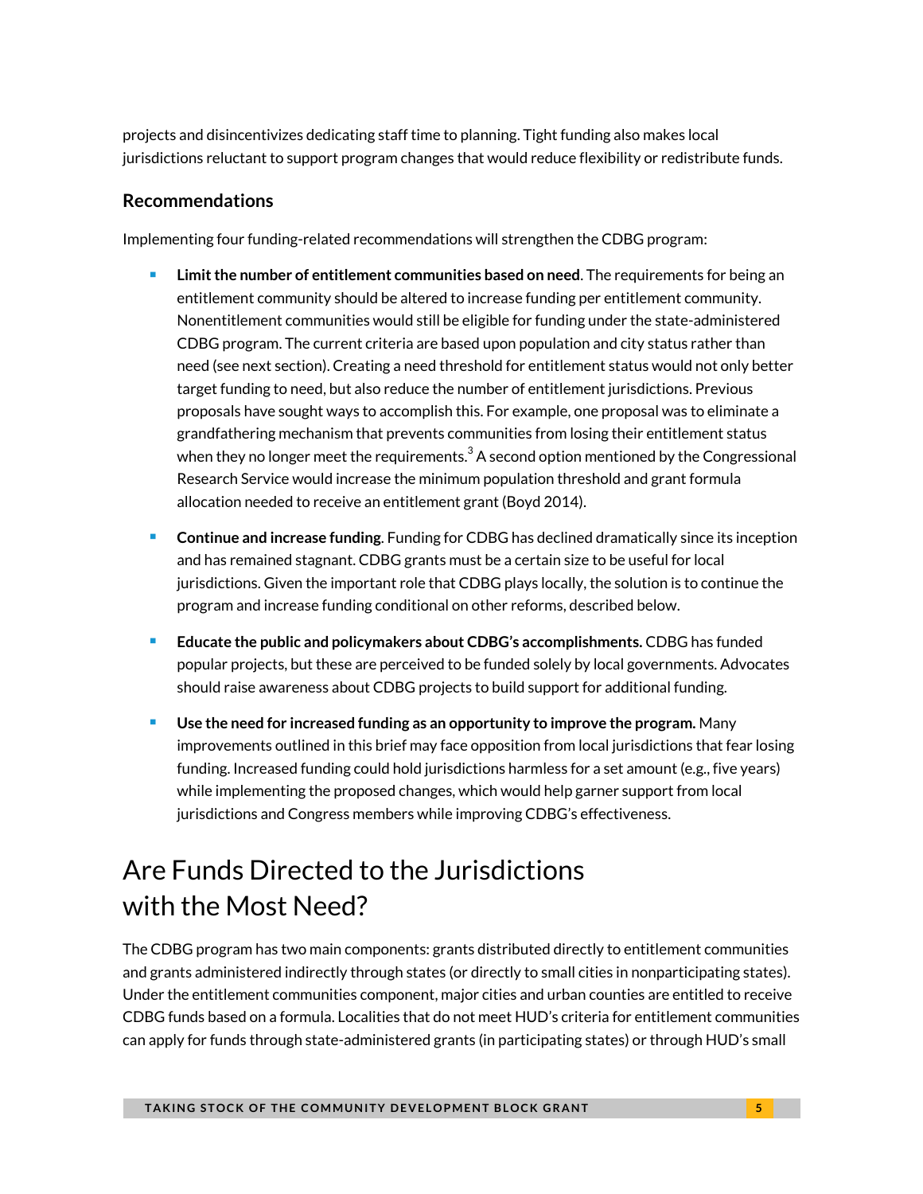projects and disincentivizes dedicating staff time to planning. Tight funding also makes local jurisdictions reluctant to support program changes that would reduce flexibility or redistribute funds.

### Recommendations

Implementing four funding-related recommendations will strengthen the CDBG program:

- **Limit the number of entitlement communities based on need**. The requirements for being an entitlement community should be altered to increase funding per entitlement community. Nonentitlement communities would still be eligible for funding under the state-administered CDBG program. The current criteria are based upon population and city status rather than need (see next section). Creating a need threshold for entitlement status would not only better target funding to need, but also reduce the number of entitlement jurisdictions. Previous proposals have sought ways to accomplish this. For example, one proposal was to eliminate a grandfathering mechanism that prevents communities from losing their entitlement status when they no longer meet the requirements.[3] A second option mentioned by the Congressional Research Service would increase the minimum population threshold and grant formula allocation needed to receive an entitlement grant (Boyd 2014).
- **Continue and increase funding**. Funding for CDBG has declined dramatically since its inception and has remained stagnant. CDBG grants must be a certain size to be useful for local jurisdictions. Given the important role that CDBG plays locally, the solution is to continue the program and increase funding conditional on other reforms, described below.
- **Educate the public and policymakers about CDBG's accomplishments.** CDBG has funded popular projects, but these are perceived to be funded solely by local governments. Advocates should raise awareness about CDBG projects to build support for additional funding.
- **Use the need for increased funding as an opportunity to improve the program.** Many improvements outlined in this brief may face opposition from local jurisdictions that fear losing funding. Increased funding could hold jurisdictions harmless for a set amount (e.g., five years) while implementing the proposed changes, which would help garner support from local jurisdictions and Congress members while improving CDBG's effectiveness.

## Are Funds Directed to the Jurisdictions with the Most Need?

The CDBG program has two main components: grants distributed directly to entitlement communities and grants administered indirectly through states (or directly to small cities in nonparticipating states). Under the entitlement communities component, major cities and urban counties are entitled to receive CDBG funds based on a formula. Localities that do not meet HUD's criteria for entitlement communities can apply for funds through state-administered grants (in participating states) or through HUD's small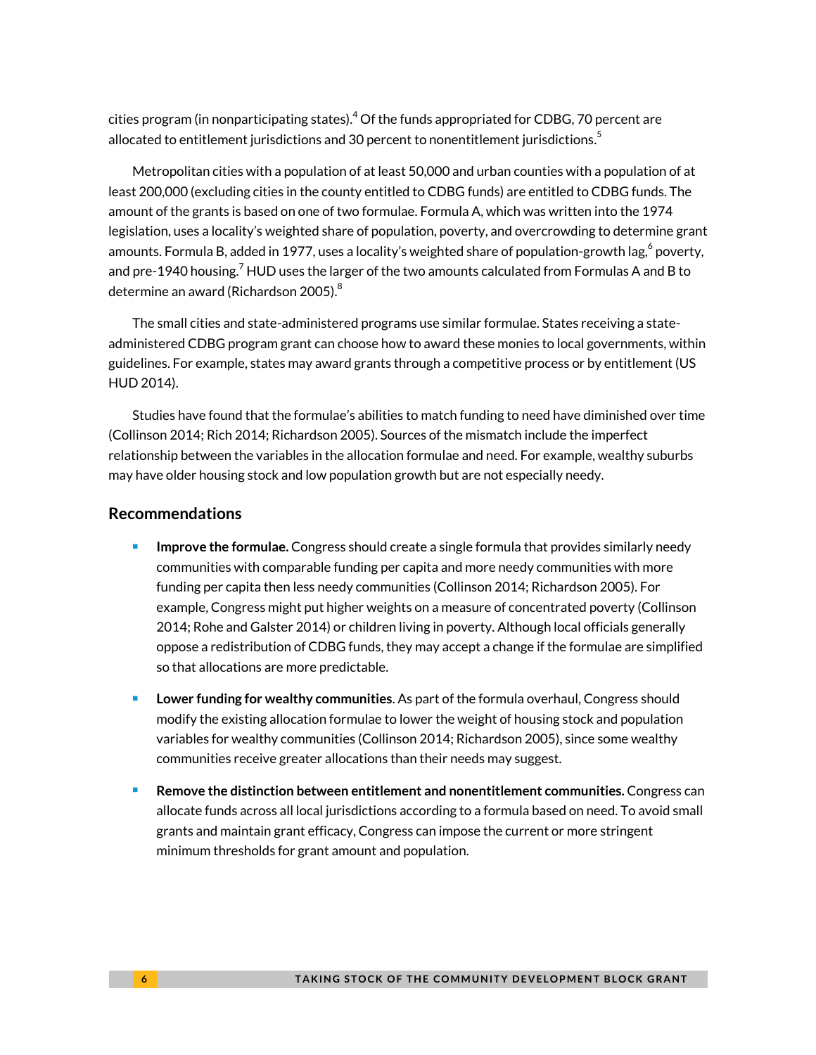cities program (in nonparticipating states).[4] Of the funds appropriated for CDBG, 70 percent are allocated to entitlement jurisdictions and 30 percent to nonentitlement jurisdictions.[5]

Metropolitan cities with a population of at least 50,000 and urban counties with a population of at least 200,000 (excluding cities in the county entitled to CDBG funds) are entitled to CDBG funds. The amount of the grants is based on one of two formulae. Formula A, which was written into the 1974 legislation, uses a locality's weighted share of population, poverty, and overcrowding to determine grant amounts. Formula B, added in 1977, uses a locality's weighted share of population-growth lag,[6] poverty, and pre-1940 housing.[7] HUD uses the larger of the two amounts calculated from Formulas A and B to determine an award (Richardson 2005).[8]

The small cities and state-administered programs use similar formulae. States receiving a state-administered CDBG program grant can choose how to award these monies to local governments, within guidelines. For example, states may award grants through a competitive process or by entitlement (US HUD 2014).

Studies have found that the formulae's abilities to match funding to need have diminished over time (Collinson 2014; Rich 2014; Richardson 2005). Sources of the mismatch include the imperfect relationship between the variables in the allocation formulae and need. For example, wealthy suburbs may have older housing stock and low population growth but are not especially needy.

### Recommendations

- **Improve the formulae.** Congress should create a single formula that provides similarly needy communities with comparable funding per capita and more needy communities with more funding per capita then less needy communities (Collinson 2014; Richardson 2005). For example, Congress might put higher weights on a measure of concentrated poverty (Collinson 2014; Rohe and Galster 2014) or children living in poverty. Although local officials generally oppose a redistribution of CDBG funds, they may accept a change if the formulae are simplified so that allocations are more predictable.
- **Lower funding for wealthy communities**. As part of the formula overhaul, Congress should modify the existing allocation formulae to lower the weight of housing stock and population variables for wealthy communities (Collinson 2014; Richardson 2005), since some wealthy communities receive greater allocations than their needs may suggest.
- **Remove the distinction between entitlement and nonentitlement communities.** Congress can allocate funds across all local jurisdictions according to a formula based on need. To avoid small grants and maintain grant efficacy, Congress can impose the current or more stringent minimum thresholds for grant amount and population.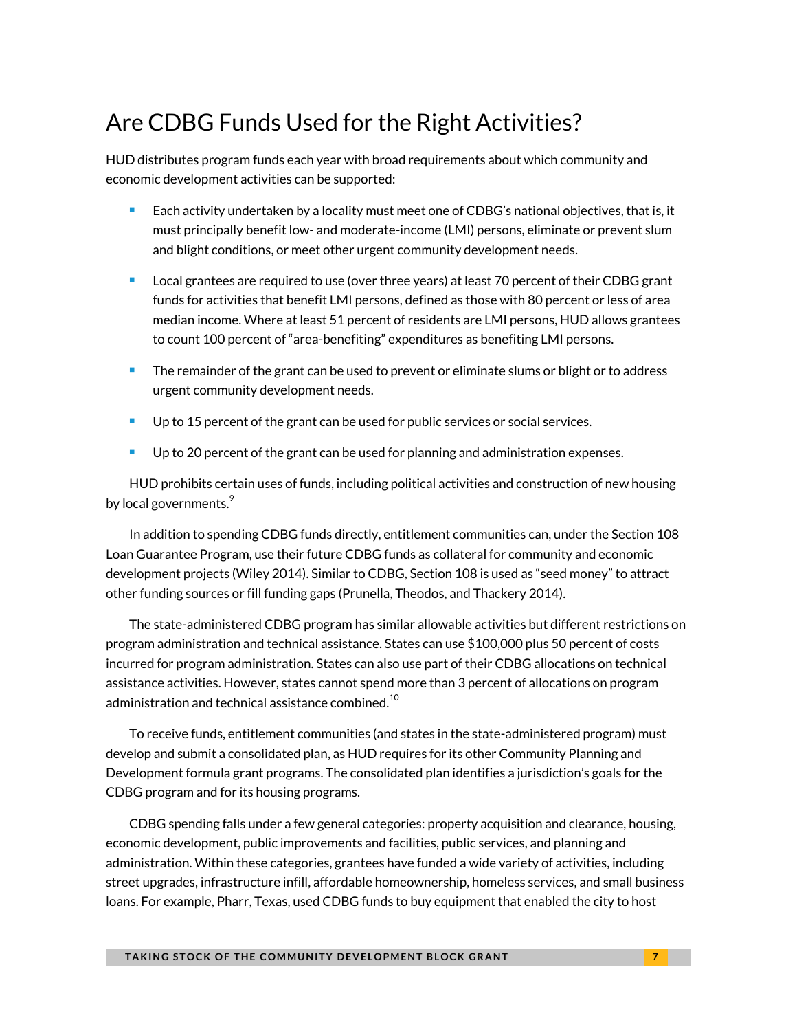## Are CDBG Funds Used for the Right Activities?

HUD distributes program funds each year with broad requirements about which community and economic development activities can be supported:

- Each activity undertaken by a locality must meet one of CDBG's national objectives, that is, it must principally benefit low- and moderate-income (LMI) persons, eliminate or prevent slum and blight conditions, or meet other urgent community development needs.
- Local grantees are required to use (over three years) at least 70 percent of their CDBG grant funds for activities that benefit LMI persons, defined as those with 80 percent or less of area median income. Where at least 51 percent of residents are LMI persons, HUD allows grantees to count 100 percent of "area-benefiting" expenditures as benefiting LMI persons.
- The remainder of the grant can be used to prevent or eliminate slums or blight or to address urgent community development needs.
- Up to 15 percent of the grant can be used for public services or social services.
- Up to 20 percent of the grant can be used for planning and administration expenses.

HUD prohibits certain uses of funds, including political activities and construction of new housing by local governments.[9]

In addition to spending CDBG funds directly, entitlement communities can, under the Section 108 Loan Guarantee Program, use their future CDBG funds as collateral for community and economic development projects (Wiley 2014). Similar to CDBG, Section 108 is used as "seed money" to attract other funding sources or fill funding gaps (Prunella, Theodos, and Thackery 2014).

The state-administered CDBG program has similar allowable activities but different restrictions on program administration and technical assistance. States can use $100,000 plus 50 percent of costs incurred for program administration. States can also use part of their CDBG allocations on technical assistance activities. However, states cannot spend more than 3 percent of allocations on program administration and technical assistance combined.[10]

To receive funds, entitlement communities (and states in the state-administered program) must develop and submit a consolidated plan, as HUD requires for its other Community Planning and Development formula grant programs. The consolidated plan identifies a jurisdiction's goals for the CDBG program and for its housing programs.

CDBG spending falls under a few general categories: property acquisition and clearance, housing, economic development, public improvements and facilities, public services, and planning and administration. Within these categories, grantees have funded a wide variety of activities, including street upgrades, infrastructure infill, affordable homeownership, homeless services, and small business loans. For example, Pharr, Texas, used CDBG funds to buy equipment that enabled the city to host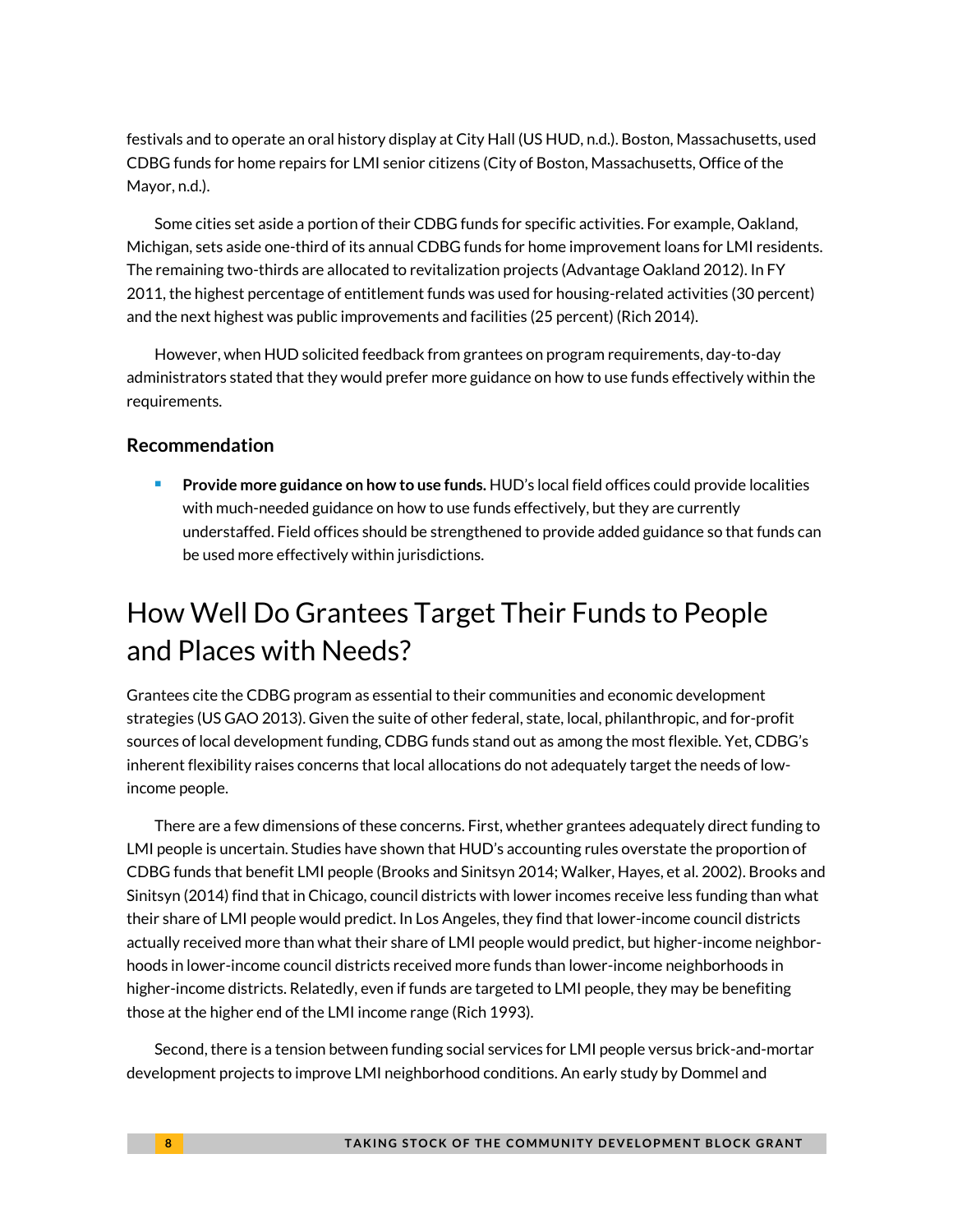festivals and to operate an oral history display at City Hall (US HUD, n.d.). Boston, Massachusetts, used CDBG funds for home repairs for LMI senior citizens (City of Boston, Massachusetts, Office of the Mayor, n.d.).

Some cities set aside a portion of their CDBG funds for specific activities. For example, Oakland, Michigan, sets aside one-third of its annual CDBG funds for home improvement loans for LMI residents. The remaining two-thirds are allocated to revitalization projects (Advantage Oakland 2012). In FY 2011, the highest percentage of entitlement funds was used for housing-related activities (30 percent) and the next highest was public improvements and facilities (25 percent) (Rich 2014).

However, when HUD solicited feedback from grantees on program requirements, day-to-day administrators stated that they would prefer more guidance on how to use funds effectively within the requirements.

### Recommendation

- **Provide more guidance on how to use funds.** HUD's local field offices could provide localities with much-needed guidance on how to use funds effectively, but they are currently understaffed. Field offices should be strengthened to provide added guidance so that funds can be used more effectively within jurisdictions.

## How Well Do Grantees Target Their Funds to People and Places with Needs?

Grantees cite the CDBG program as essential to their communities and economic development strategies (US GAO 2013). Given the suite of other federal, state, local, philanthropic, and for-profit sources of local development funding, CDBG funds stand out as among the most flexible. Yet, CDBG's inherent flexibility raises concerns that local allocations do not adequately target the needs of low-income people.

There are a few dimensions of these concerns. First, whether grantees adequately direct funding to LMI people is uncertain. Studies have shown that HUD's accounting rules overstate the proportion of CDBG funds that benefit LMI people (Brooks and Sinitsyn 2014; Walker, Hayes, et al. 2002). Brooks and Sinitsyn (2014) find that in Chicago, council districts with lower incomes receive less funding than what their share of LMI people would predict. In Los Angeles, they find that lower-income council districts actually received more than what their share of LMI people would predict, but higher-income neighborhoods in lower-income council districts received more funds than lower-income neighborhoods in higher-income districts. Relatedly, even if funds are targeted to LMI people, they may be benefiting those at the higher end of the LMI income range (Rich 1993).

Second, there is a tension between funding social services for LMI people versus brick-and-mortar development projects to improve LMI neighborhood conditions. An early study by Dommel and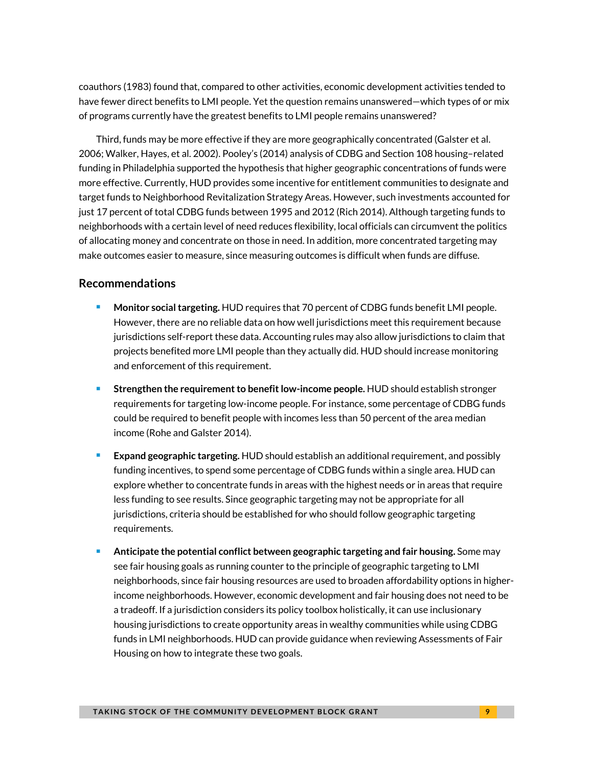coauthors (1983) found that, compared to other activities, economic development activities tended to have fewer direct benefits to LMI people. Yet the question remains unanswered—which types of or mix of programs currently have the greatest benefits to LMI people remains unanswered?

Third, funds may be more effective if they are more geographically concentrated (Galster et al. 2006; Walker, Hayes, et al. 2002). Pooley's (2014) analysis of CDBG and Section 108 housing–related funding in Philadelphia supported the hypothesis that higher geographic concentrations of funds were more effective. Currently, HUD provides some incentive for entitlement communities to designate and target funds to Neighborhood Revitalization Strategy Areas. However, such investments accounted for just 17 percent of total CDBG funds between 1995 and 2012 (Rich 2014). Although targeting funds to neighborhoods with a certain level of need reduces flexibility, local officials can circumvent the politics of allocating money and concentrate on those in need. In addition, more concentrated targeting may make outcomes easier to measure, since measuring outcomes is difficult when funds are diffuse.

## Recommendations

- **Monitor social targeting.** HUD requires that 70 percent of CDBG funds benefit LMI people. However, there are no reliable data on how well jurisdictions meet this requirement because jurisdictions self-report these data. Accounting rules may also allow jurisdictions to claim that projects benefited more LMI people than they actually did. HUD should increase monitoring and enforcement of this requirement.
- **Strengthen the requirement to benefit low-income people.** HUD should establish stronger requirements for targeting low-income people. For instance, some percentage of CDBG funds could be required to benefit people with incomes less than 50 percent of the area median income (Rohe and Galster 2014).
- **Expand geographic targeting.** HUD should establish an additional requirement, and possibly funding incentives, to spend some percentage of CDBG funds within a single area. HUD can explore whether to concentrate funds in areas with the highest needs or in areas that require less funding to see results. Since geographic targeting may not be appropriate for all jurisdictions, criteria should be established for who should follow geographic targeting requirements.
- **Anticipate the potential conflict between geographic targeting and fair housing.** Some may see fair housing goals as running counter to the principle of geographic targeting to LMI neighborhoods, since fair housing resources are used to broaden affordability options in higher-income neighborhoods. However, economic development and fair housing does not need to be a tradeoff. If a jurisdiction considers its policy toolbox holistically, it can use inclusionary housing jurisdictions to create opportunity areas in wealthy communities while using CDBG funds in LMI neighborhoods. HUD can provide guidance when reviewing Assessments of Fair Housing on how to integrate these two goals.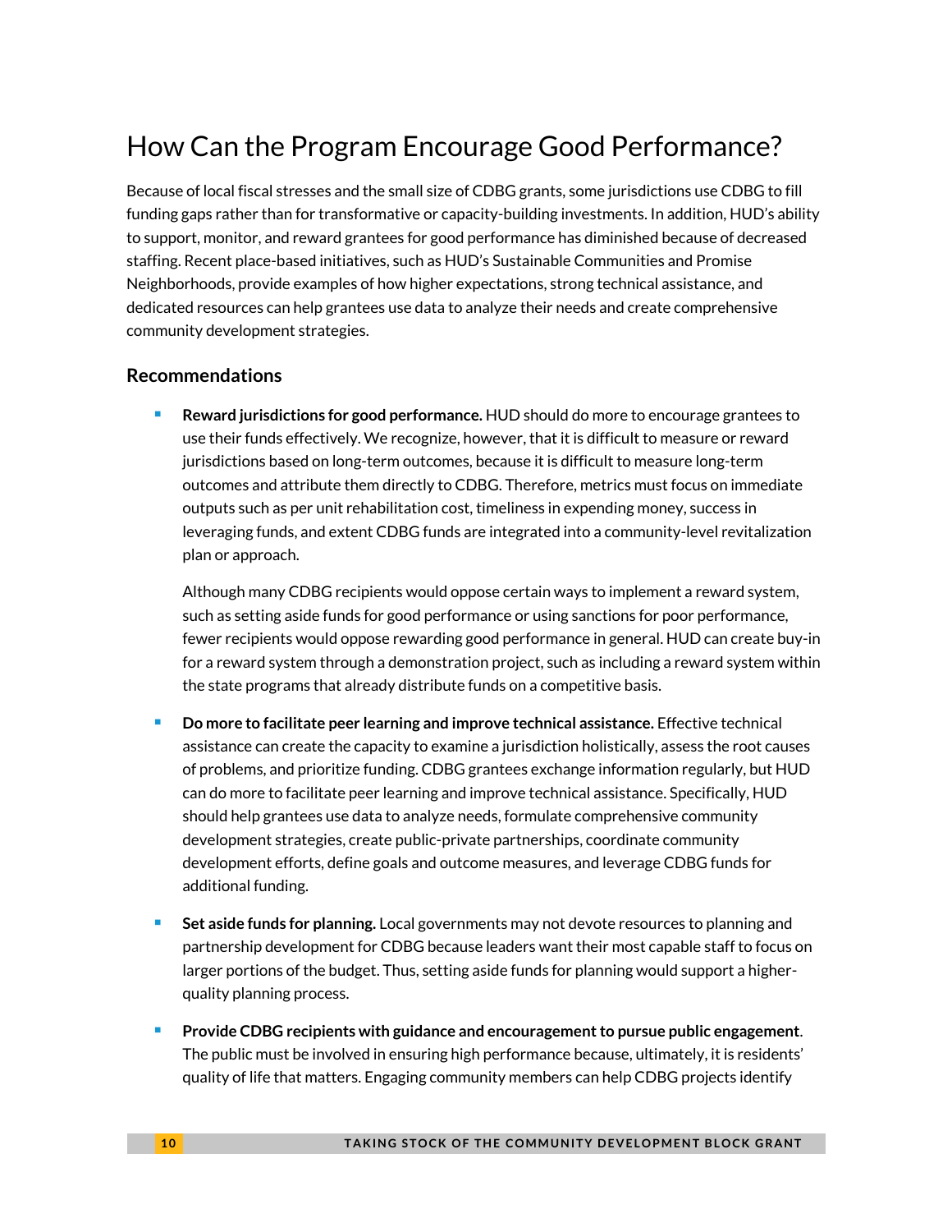# How Can the Program Encourage Good Performance?

Because of local fiscal stresses and the small size of CDBG grants, some jurisdictions use CDBG to fill funding gaps rather than for transformative or capacity-building investments. In addition, HUD's ability to support, monitor, and reward grantees for good performance has diminished because of decreased staffing. Recent place-based initiatives, such as HUD's Sustainable Communities and Promise Neighborhoods, provide examples of how higher expectations, strong technical assistance, and dedicated resources can help grantees use data to analyze their needs and create comprehensive community development strategies.

## Recommendations

- **Reward jurisdictions for good performance.** HUD should do more to encourage grantees to use their funds effectively. We recognize, however, that it is difficult to measure or reward jurisdictions based on long-term outcomes, because it is difficult to measure long-term outcomes and attribute them directly to CDBG. Therefore, metrics must focus on immediate outputs such as per unit rehabilitation cost, timeliness in expending money, success in leveraging funds, and extent CDBG funds are integrated into a community-level revitalization plan or approach.

  Although many CDBG recipients would oppose certain ways to implement a reward system, such as setting aside funds for good performance or using sanctions for poor performance, fewer recipients would oppose rewarding good performance in general. HUD can create buy-in for a reward system through a demonstration project, such as including a reward system within the state programs that already distribute funds on a competitive basis.

- **Do more to facilitate peer learning and improve technical assistance.** Effective technical assistance can create the capacity to examine a jurisdiction holistically, assess the root causes of problems, and prioritize funding. CDBG grantees exchange information regularly, but HUD can do more to facilitate peer learning and improve technical assistance. Specifically, HUD should help grantees use data to analyze needs, formulate comprehensive community development strategies, create public-private partnerships, coordinate community development efforts, define goals and outcome measures, and leverage CDBG funds for additional funding.

- **Set aside funds for planning.** Local governments may not devote resources to planning and partnership development for CDBG because leaders want their most capable staff to focus on larger portions of the budget. Thus, setting aside funds for planning would support a higher-quality planning process.

- **Provide CDBG recipients with guidance and encouragement to pursue public engagement**. The public must be involved in ensuring high performance because, ultimately, it is residents' quality of life that matters. Engaging community members can help CDBG projects identify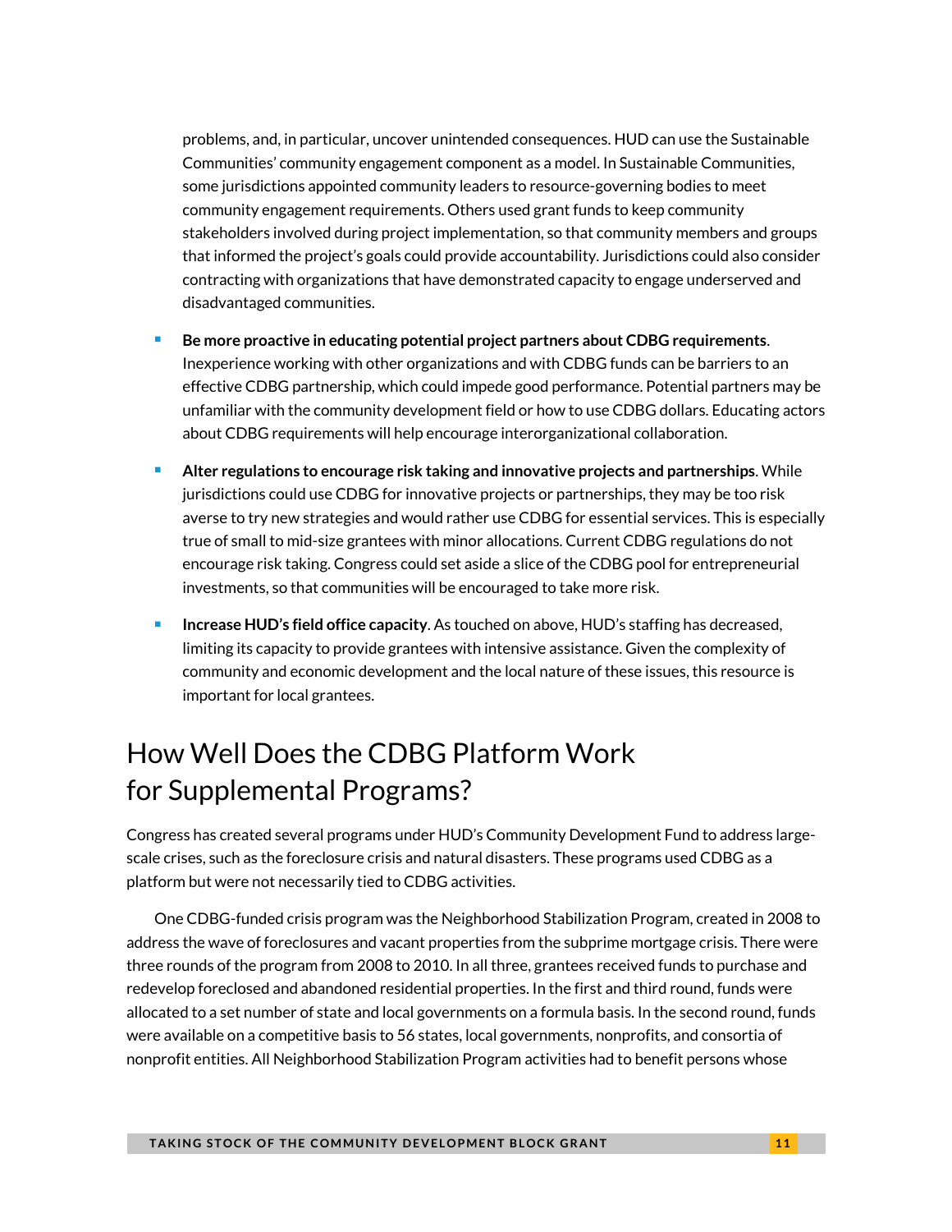problems, and, in particular, uncover unintended consequences. HUD can use the Sustainable Communities' community engagement component as a model. In Sustainable Communities, some jurisdictions appointed community leaders to resource-governing bodies to meet community engagement requirements. Others used grant funds to keep community stakeholders involved during project implementation, so that community members and groups that informed the project's goals could provide accountability. Jurisdictions could also consider contracting with organizations that have demonstrated capacity to engage underserved and disadvantaged communities.

- **Be more proactive in educating potential project partners about CDBG requirements**. Inexperience working with other organizations and with CDBG funds can be barriers to an effective CDBG partnership, which could impede good performance. Potential partners may be unfamiliar with the community development field or how to use CDBG dollars. Educating actors about CDBG requirements will help encourage interorganizational collaboration.
- **Alter regulations to encourage risk taking and innovative projects and partnerships**. While jurisdictions could use CDBG for innovative projects or partnerships, they may be too risk averse to try new strategies and would rather use CDBG for essential services. This is especially true of small to mid-size grantees with minor allocations. Current CDBG regulations do not encourage risk taking. Congress could set aside a slice of the CDBG pool for entrepreneurial investments, so that communities will be encouraged to take more risk.
- **Increase HUD's field office capacity**. As touched on above, HUD's staffing has decreased, limiting its capacity to provide grantees with intensive assistance. Given the complexity of community and economic development and the local nature of these issues, this resource is important for local grantees.

## How Well Does the CDBG Platform Work for Supplemental Programs?

Congress has created several programs under HUD's Community Development Fund to address large-scale crises, such as the foreclosure crisis and natural disasters. These programs used CDBG as a platform but were not necessarily tied to CDBG activities.

One CDBG-funded crisis program was the Neighborhood Stabilization Program, created in 2008 to address the wave of foreclosures and vacant properties from the subprime mortgage crisis. There were three rounds of the program from 2008 to 2010. In all three, grantees received funds to purchase and redevelop foreclosed and abandoned residential properties. In the first and third round, funds were allocated to a set number of state and local governments on a formula basis. In the second round, funds were available on a competitive basis to 56 states, local governments, nonprofits, and consortia of nonprofit entities. All Neighborhood Stabilization Program activities had to benefit persons whose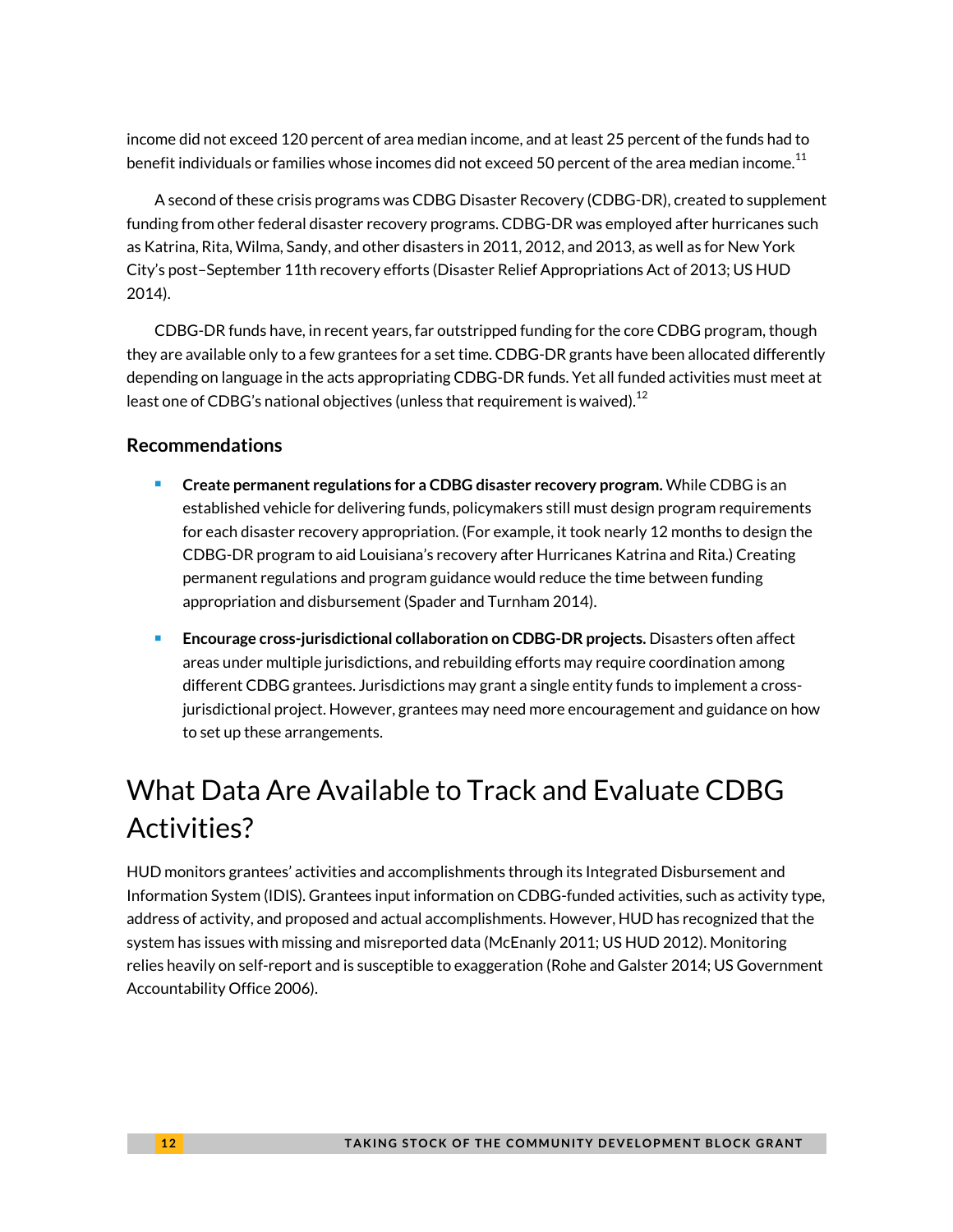income did not exceed 120 percent of area median income, and at least 25 percent of the funds had to benefit individuals or families whose incomes did not exceed 50 percent of the area median income.[11]

A second of these crisis programs was CDBG Disaster Recovery (CDBG-DR), created to supplement funding from other federal disaster recovery programs. CDBG-DR was employed after hurricanes such as Katrina, Rita, Wilma, Sandy, and other disasters in 2011, 2012, and 2013, as well as for New York City's post–September 11th recovery efforts (Disaster Relief Appropriations Act of 2013; US HUD 2014).

CDBG-DR funds have, in recent years, far outstripped funding for the core CDBG program, though they are available only to a few grantees for a set time. CDBG-DR grants have been allocated differently depending on language in the acts appropriating CDBG-DR funds. Yet all funded activities must meet at least one of CDBG's national objectives (unless that requirement is waived).[12]

### Recommendations

- **Create permanent regulations for a CDBG disaster recovery program.** While CDBG is an established vehicle for delivering funds, policymakers still must design program requirements for each disaster recovery appropriation. (For example, it took nearly 12 months to design the CDBG-DR program to aid Louisiana's recovery after Hurricanes Katrina and Rita.) Creating permanent regulations and program guidance would reduce the time between funding appropriation and disbursement (Spader and Turnham 2014).
- **Encourage cross-jurisdictional collaboration on CDBG-DR projects.** Disasters often affect areas under multiple jurisdictions, and rebuilding efforts may require coordination among different CDBG grantees. Jurisdictions may grant a single entity funds to implement a cross-jurisdictional project. However, grantees may need more encouragement and guidance on how to set up these arrangements.

## What Data Are Available to Track and Evaluate CDBG Activities?

HUD monitors grantees' activities and accomplishments through its Integrated Disbursement and Information System (IDIS). Grantees input information on CDBG-funded activities, such as activity type, address of activity, and proposed and actual accomplishments. However, HUD has recognized that the system has issues with missing and misreported data (McEnanly 2011; US HUD 2012). Monitoring relies heavily on self-report and is susceptible to exaggeration (Rohe and Galster 2014; US Government Accountability Office 2006).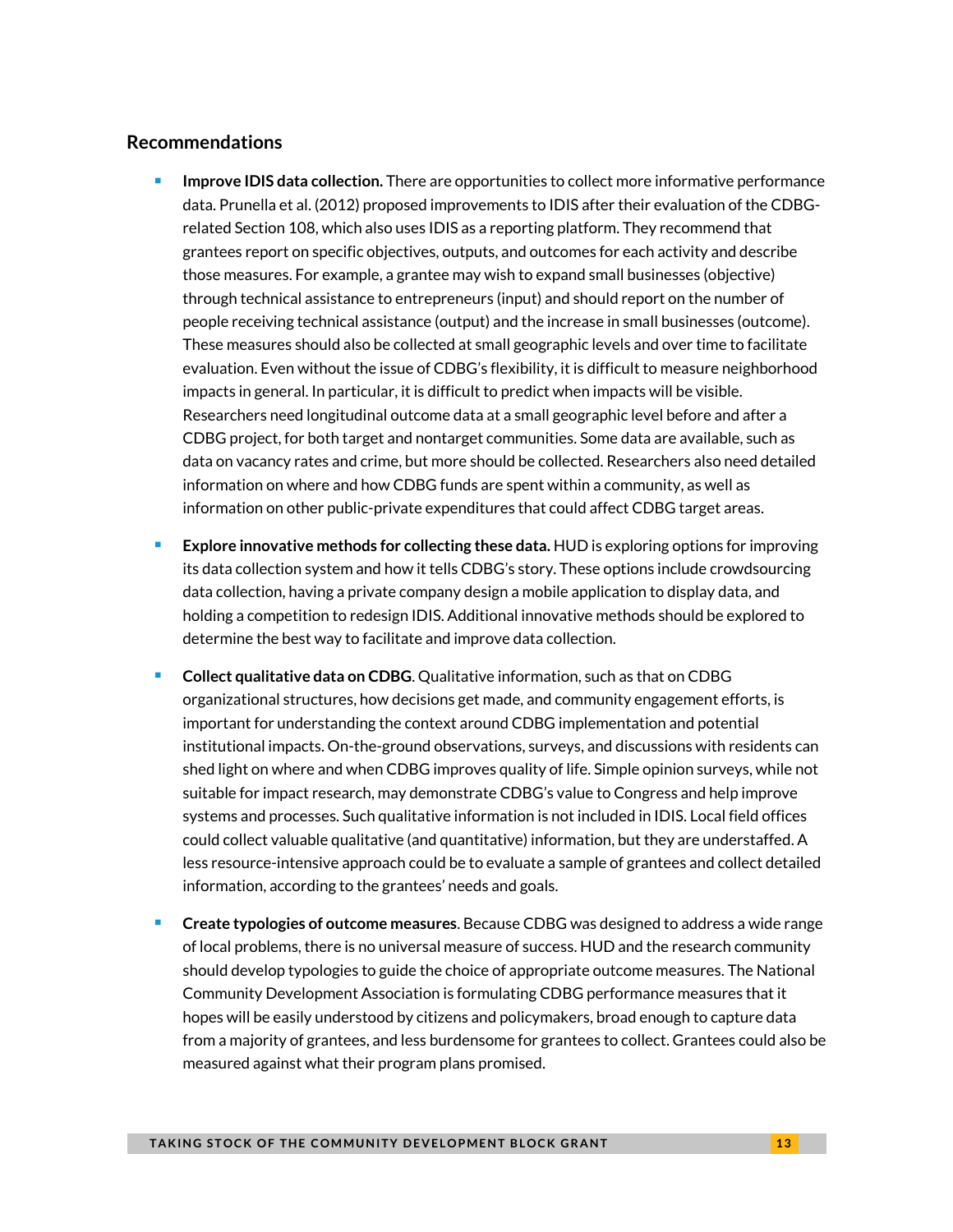## Recommendations

- **Improve IDIS data collection.** There are opportunities to collect more informative performance data. Prunella et al. (2012) proposed improvements to IDIS after their evaluation of the CDBG-related Section 108, which also uses IDIS as a reporting platform. They recommend that grantees report on specific objectives, outputs, and outcomes for each activity and describe those measures. For example, a grantee may wish to expand small businesses (objective) through technical assistance to entrepreneurs (input) and should report on the number of people receiving technical assistance (output) and the increase in small businesses (outcome). These measures should also be collected at small geographic levels and over time to facilitate evaluation. Even without the issue of CDBG's flexibility, it is difficult to measure neighborhood impacts in general. In particular, it is difficult to predict when impacts will be visible. Researchers need longitudinal outcome data at a small geographic level before and after a CDBG project, for both target and nontarget communities. Some data are available, such as data on vacancy rates and crime, but more should be collected. Researchers also need detailed information on where and how CDBG funds are spent within a community, as well as information on other public-private expenditures that could affect CDBG target areas.

- **Explore innovative methods for collecting these data.** HUD is exploring options for improving its data collection system and how it tells CDBG's story. These options include crowdsourcing data collection, having a private company design a mobile application to display data, and holding a competition to redesign IDIS. Additional innovative methods should be explored to determine the best way to facilitate and improve data collection.

- **Collect qualitative data on CDBG**. Qualitative information, such as that on CDBG organizational structures, how decisions get made, and community engagement efforts, is important for understanding the context around CDBG implementation and potential institutional impacts. On-the-ground observations, surveys, and discussions with residents can shed light on where and when CDBG improves quality of life. Simple opinion surveys, while not suitable for impact research, may demonstrate CDBG's value to Congress and help improve systems and processes. Such qualitative information is not included in IDIS. Local field offices could collect valuable qualitative (and quantitative) information, but they are understaffed. A less resource-intensive approach could be to evaluate a sample of grantees and collect detailed information, according to the grantees' needs and goals.

- **Create typologies of outcome measures**. Because CDBG was designed to address a wide range of local problems, there is no universal measure of success. HUD and the research community should develop typologies to guide the choice of appropriate outcome measures. The National Community Development Association is formulating CDBG performance measures that it hopes will be easily understood by citizens and policymakers, broad enough to capture data from a majority of grantees, and less burdensome for grantees to collect. Grantees could also be measured against what their program plans promised.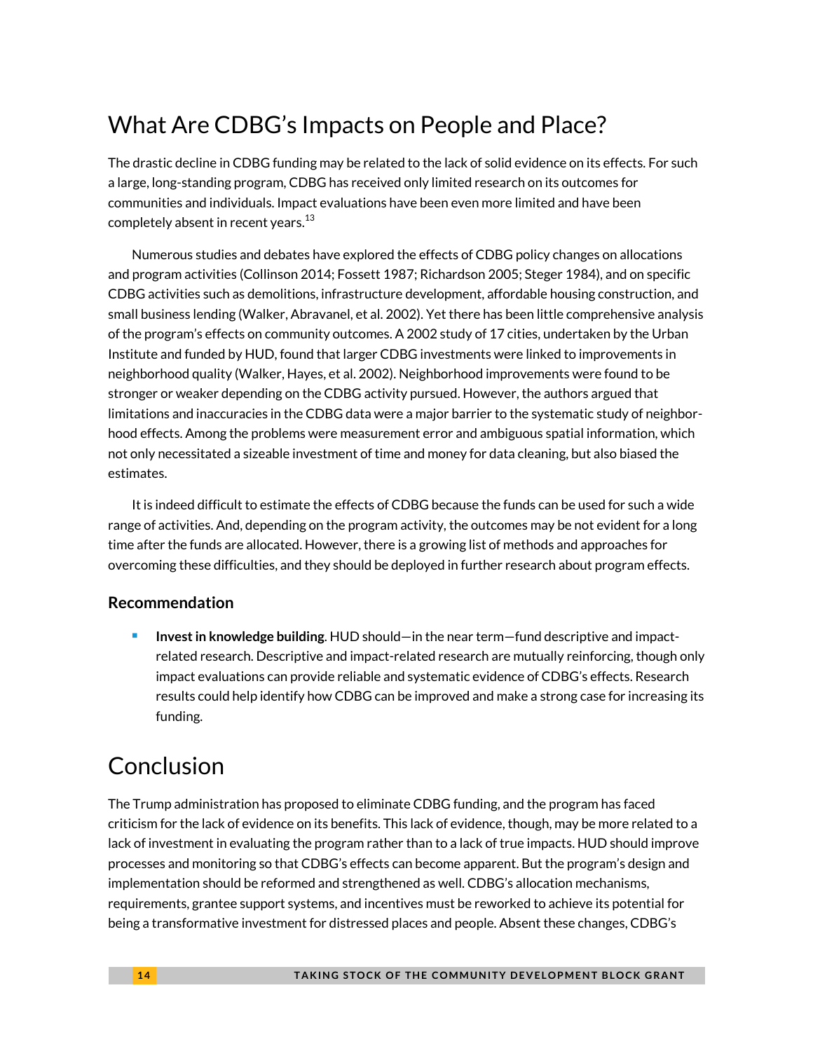## What Are CDBG's Impacts on People and Place?

The drastic decline in CDBG funding may be related to the lack of solid evidence on its effects. For such a large, long-standing program, CDBG has received only limited research on its outcomes for communities and individuals. Impact evaluations have been even more limited and have been completely absent in recent years.[13]

Numerous studies and debates have explored the effects of CDBG policy changes on allocations and program activities (Collinson 2014; Fossett 1987; Richardson 2005; Steger 1984), and on specific CDBG activities such as demolitions, infrastructure development, affordable housing construction, and small business lending (Walker, Abravanel, et al. 2002). Yet there has been little comprehensive analysis of the program's effects on community outcomes. A 2002 study of 17 cities, undertaken by the Urban Institute and funded by HUD, found that larger CDBG investments were linked to improvements in neighborhood quality (Walker, Hayes, et al. 2002). Neighborhood improvements were found to be stronger or weaker depending on the CDBG activity pursued. However, the authors argued that limitations and inaccuracies in the CDBG data were a major barrier to the systematic study of neighborhood effects. Among the problems were measurement error and ambiguous spatial information, which not only necessitated a sizeable investment of time and money for data cleaning, but also biased the estimates.

It is indeed difficult to estimate the effects of CDBG because the funds can be used for such a wide range of activities. And, depending on the program activity, the outcomes may be not evident for a long time after the funds are allocated. However, there is a growing list of methods and approaches for overcoming these difficulties, and they should be deployed in further research about program effects.

### Recommendation

- **Invest in knowledge building**. HUD should—in the near term—fund descriptive and impact-related research. Descriptive and impact-related research are mutually reinforcing, though only impact evaluations can provide reliable and systematic evidence of CDBG's effects. Research results could help identify how CDBG can be improved and make a strong case for increasing its funding.

## Conclusion

The Trump administration has proposed to eliminate CDBG funding, and the program has faced criticism for the lack of evidence on its benefits. This lack of evidence, though, may be more related to a lack of investment in evaluating the program rather than to a lack of true impacts. HUD should improve processes and monitoring so that CDBG's effects can become apparent. But the program's design and implementation should be reformed and strengthened as well. CDBG's allocation mechanisms, requirements, grantee support systems, and incentives must be reworked to achieve its potential for being a transformative investment for distressed places and people. Absent these changes, CDBG's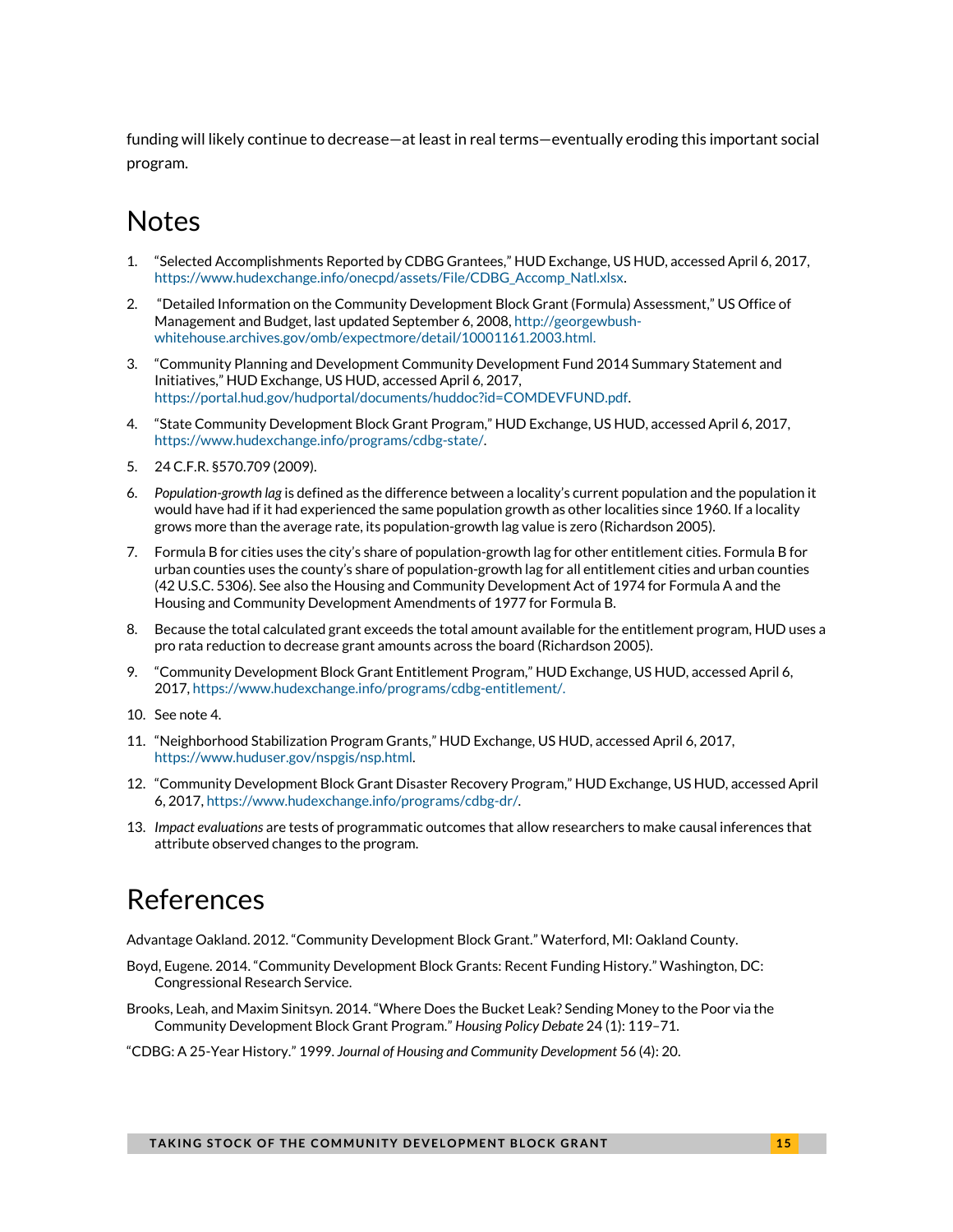funding will likely continue to decrease—at least in real terms—eventually eroding this important social program.

## Notes

1. "Selected Accomplishments Reported by CDBG Grantees," HUD Exchange, US HUD, accessed April 6, 2017, https://www.hudexchange.info/onecpd/assets/File/CDBG_Accomp_Natl.xlsx.
2. "Detailed Information on the Community Development Block Grant (Formula) Assessment," US Office of Management and Budget, last updated September 6, 2008, http://georgewbush-whitehouse.archives.gov/omb/expectmore/detail/10001161.2003.html.
3. "Community Planning and Development Community Development Fund 2014 Summary Statement and Initiatives," HUD Exchange, US HUD, accessed April 6, 2017, https://portal.hud.gov/hudportal/documents/huddoc?id=COMDEVFUND.pdf.
4. "State Community Development Block Grant Program," HUD Exchange, US HUD, accessed April 6, 2017, https://www.hudexchange.info/programs/cdbg-state/.
5. 24 C.F.R. §570.709 (2009).
6. *Population-growth lag* is defined as the difference between a locality's current population and the population it would have had if it had experienced the same population growth as other localities since 1960. If a locality grows more than the average rate, its population-growth lag value is zero (Richardson 2005).
7. Formula B for cities uses the city's share of population-growth lag for other entitlement cities. Formula B for urban counties uses the county's share of population-growth lag for all entitlement cities and urban counties (42 U.S.C. 5306). See also the Housing and Community Development Act of 1974 for Formula A and the Housing and Community Development Amendments of 1977 for Formula B.
8. Because the total calculated grant exceeds the total amount available for the entitlement program, HUD uses a pro rata reduction to decrease grant amounts across the board (Richardson 2005).
9. "Community Development Block Grant Entitlement Program," HUD Exchange, US HUD, accessed April 6, 2017, https://www.hudexchange.info/programs/cdbg-entitlement/.
10. See note 4.
11. "Neighborhood Stabilization Program Grants," HUD Exchange, US HUD, accessed April 6, 2017, https://www.huduser.gov/nspgis/nsp.html.
12. "Community Development Block Grant Disaster Recovery Program," HUD Exchange, US HUD, accessed April 6, 2017, https://www.hudexchange.info/programs/cdbg-dr/.
13. *Impact evaluations* are tests of programmatic outcomes that allow researchers to make causal inferences that attribute observed changes to the program.

## References

Advantage Oakland. 2012. "Community Development Block Grant." Waterford, MI: Oakland County.

Boyd, Eugene. 2014. "Community Development Block Grants: Recent Funding History." Washington, DC: Congressional Research Service.

Brooks, Leah, and Maxim Sinitsyn. 2014. "Where Does the Bucket Leak? Sending Money to the Poor via the Community Development Block Grant Program." *Housing Policy Debate* 24 (1): 119–71.

"CDBG: A 25-Year History." 1999. *Journal of Housing and Community Development* 56 (4): 20.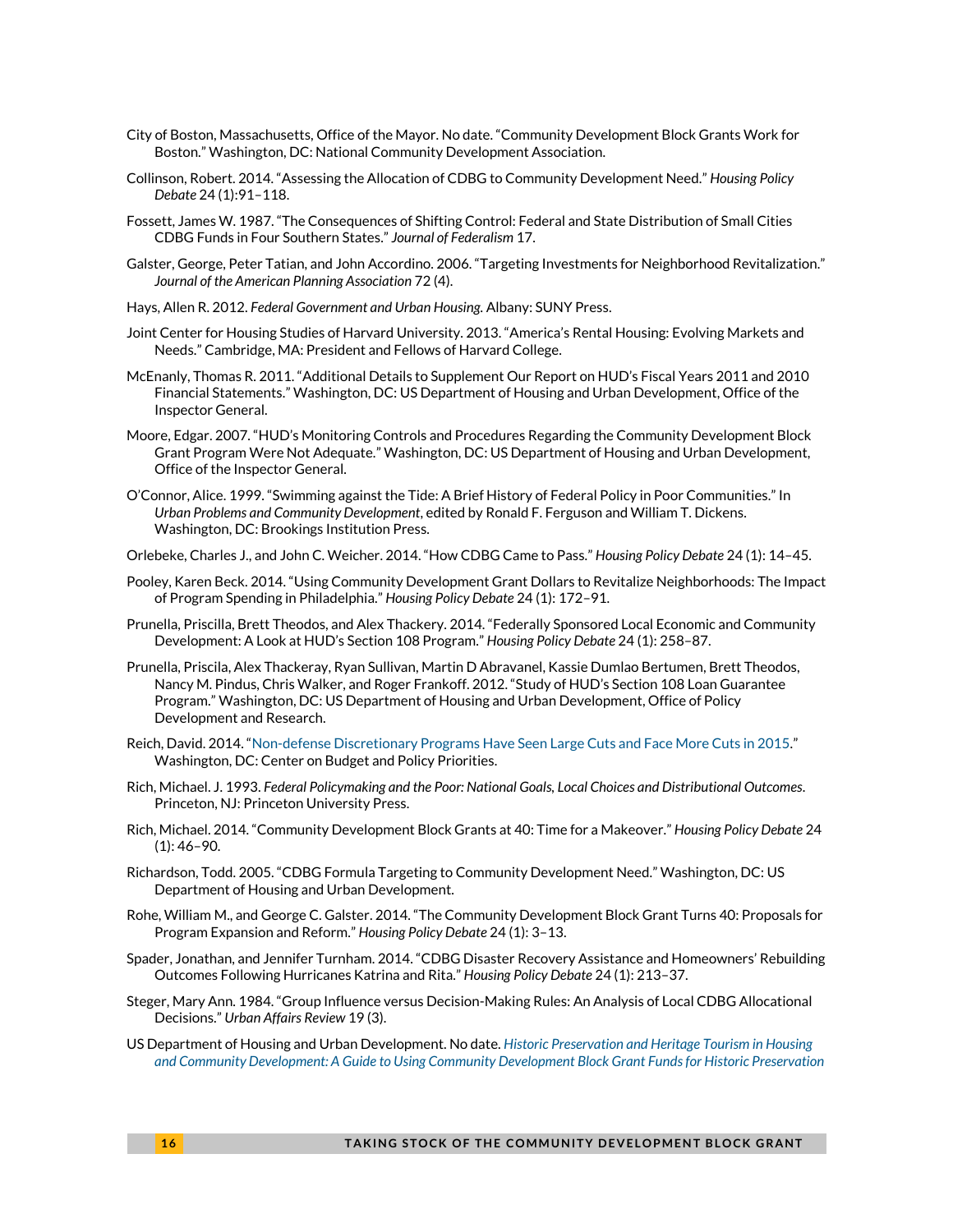City of Boston, Massachusetts, Office of the Mayor. No date. "Community Development Block Grants Work for Boston." Washington, DC: National Community Development Association.

Collinson, Robert. 2014. "Assessing the Allocation of CDBG to Community Development Need." *Housing Policy Debate* 24 (1):91–118.

Fossett, James W. 1987. "The Consequences of Shifting Control: Federal and State Distribution of Small Cities CDBG Funds in Four Southern States." *Journal of Federalism* 17.

Galster, George, Peter Tatian, and John Accordino. 2006. "Targeting Investments for Neighborhood Revitalization." *Journal of the American Planning Association* 72 (4).

Hays, Allen R. 2012. *Federal Government and Urban Housing.* Albany: SUNY Press.

Joint Center for Housing Studies of Harvard University. 2013. "America's Rental Housing: Evolving Markets and Needs." Cambridge, MA: President and Fellows of Harvard College.

McEnanly, Thomas R. 2011. "Additional Details to Supplement Our Report on HUD's Fiscal Years 2011 and 2010 Financial Statements." Washington, DC: US Department of Housing and Urban Development, Office of the Inspector General.

Moore, Edgar. 2007. "HUD's Monitoring Controls and Procedures Regarding the Community Development Block Grant Program Were Not Adequate." Washington, DC: US Department of Housing and Urban Development, Office of the Inspector General.

O'Connor, Alice. 1999. "Swimming against the Tide: A Brief History of Federal Policy in Poor Communities." In *Urban Problems and Community Development*, edited by Ronald F. Ferguson and William T. Dickens. Washington, DC: Brookings Institution Press.

Orlebeke, Charles J., and John C. Weicher. 2014. "How CDBG Came to Pass." *Housing Policy Debate* 24 (1): 14–45.

Pooley, Karen Beck. 2014. "Using Community Development Grant Dollars to Revitalize Neighborhoods: The Impact of Program Spending in Philadelphia." *Housing Policy Debate* 24 (1): 172–91.

Prunella, Priscilla, Brett Theodos, and Alex Thackery. 2014. "Federally Sponsored Local Economic and Community Development: A Look at HUD's Section 108 Program." *Housing Policy Debate* 24 (1): 258–87.

Prunella, Priscila, Alex Thackeray, Ryan Sullivan, Martin D Abravanel, Kassie Dumlao Bertumen, Brett Theodos, Nancy M. Pindus, Chris Walker, and Roger Frankoff. 2012. "Study of HUD's Section 108 Loan Guarantee Program." Washington, DC: US Department of Housing and Urban Development, Office of Policy Development and Research.

Reich, David. 2014. "Non-defense Discretionary Programs Have Seen Large Cuts and Face More Cuts in 2015." Washington, DC: Center on Budget and Policy Priorities.

Rich, Michael. J. 1993. *Federal Policymaking and the Poor: National Goals, Local Choices and Distributional Outcomes.* Princeton, NJ: Princeton University Press.

Rich, Michael. 2014. "Community Development Block Grants at 40: Time for a Makeover." *Housing Policy Debate* 24 (1): 46–90.

Richardson, Todd. 2005. "CDBG Formula Targeting to Community Development Need." Washington, DC: US Department of Housing and Urban Development.

Rohe, William M., and George C. Galster. 2014. "The Community Development Block Grant Turns 40: Proposals for Program Expansion and Reform." *Housing Policy Debate* 24 (1): 3–13.

Spader, Jonathan, and Jennifer Turnham. 2014. "CDBG Disaster Recovery Assistance and Homeowners' Rebuilding Outcomes Following Hurricanes Katrina and Rita." *Housing Policy Debate* 24 (1): 213–37.

Steger, Mary Ann. 1984. "Group Influence versus Decision-Making Rules: An Analysis of Local CDBG Allocational Decisions." *Urban Affairs Review* 19 (3).

US Department of Housing and Urban Development. No date. *Historic Preservation and Heritage Tourism in Housing and Community Development: A Guide to Using Community Development Block Grant Funds for Historic Preservation*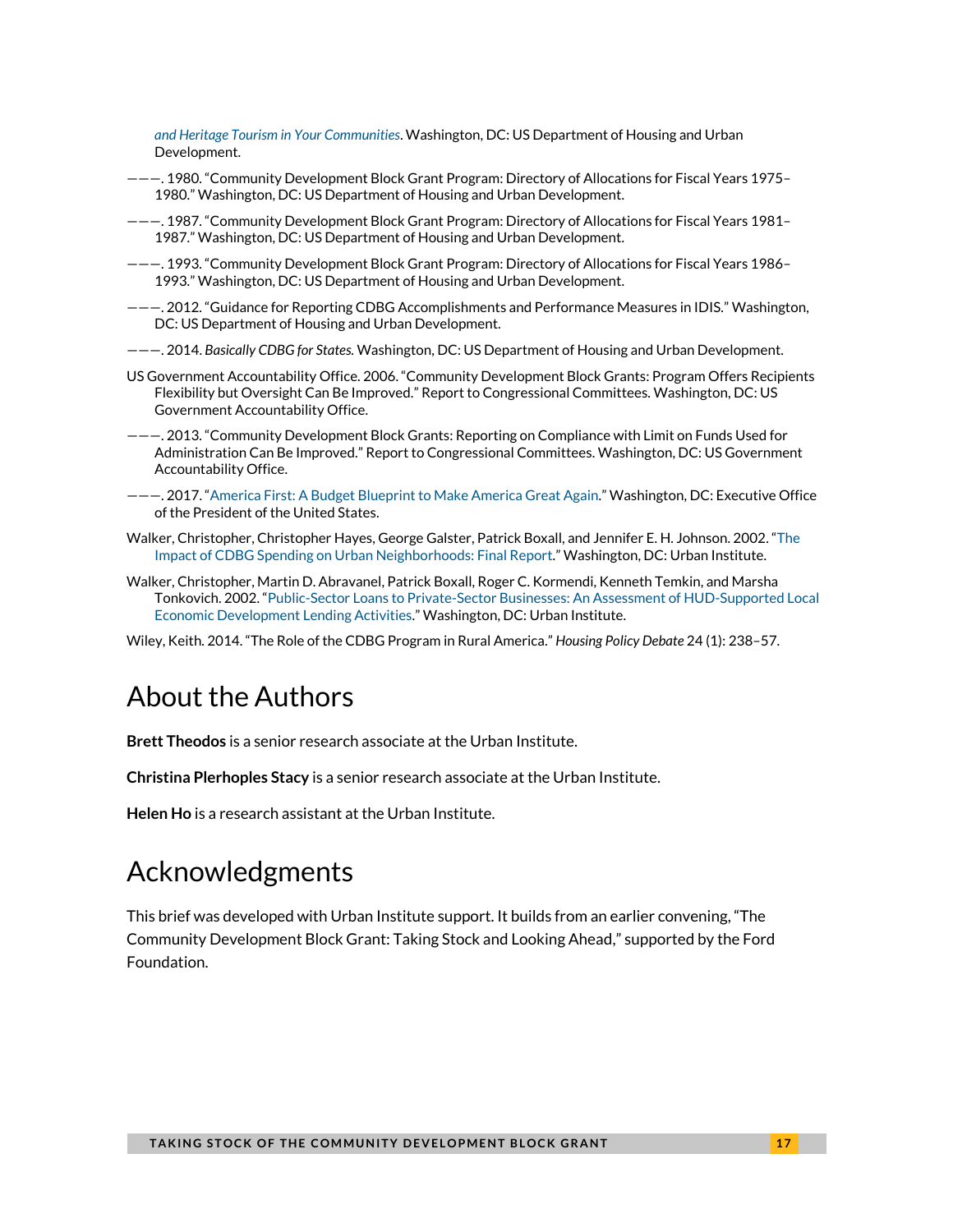*and Heritage Tourism in Your Communities*. Washington, DC: US Department of Housing and Urban Development.

———. 1980. "Community Development Block Grant Program: Directory of Allocations for Fiscal Years 1975–1980." Washington, DC: US Department of Housing and Urban Development.

———. 1987. "Community Development Block Grant Program: Directory of Allocations for Fiscal Years 1981–1987." Washington, DC: US Department of Housing and Urban Development.

———. 1993. "Community Development Block Grant Program: Directory of Allocations for Fiscal Years 1986–1993." Washington, DC: US Department of Housing and Urban Development.

———. 2012. "Guidance for Reporting CDBG Accomplishments and Performance Measures in IDIS." Washington, DC: US Department of Housing and Urban Development.

———. 2014. *Basically CDBG for States.* Washington, DC: US Department of Housing and Urban Development.

US Government Accountability Office. 2006. "Community Development Block Grants: Program Offers Recipients Flexibility but Oversight Can Be Improved." Report to Congressional Committees. Washington, DC: US Government Accountability Office.

———. 2013. "Community Development Block Grants: Reporting on Compliance with Limit on Funds Used for Administration Can Be Improved." Report to Congressional Committees. Washington, DC: US Government Accountability Office.

———. 2017. "America First: A Budget Blueprint to Make America Great Again." Washington, DC: Executive Office of the President of the United States.

Walker, Christopher, Christopher Hayes, George Galster, Patrick Boxall, and Jennifer E. H. Johnson. 2002. "The Impact of CDBG Spending on Urban Neighborhoods: Final Report." Washington, DC: Urban Institute.

Walker, Christopher, Martin D. Abravanel, Patrick Boxall, Roger C. Kormendi, Kenneth Temkin, and Marsha Tonkovich. 2002. "Public-Sector Loans to Private-Sector Businesses: An Assessment of HUD-Supported Local Economic Development Lending Activities." Washington, DC: Urban Institute.

Wiley, Keith. 2014. "The Role of the CDBG Program in Rural America." *Housing Policy Debate* 24 (1): 238–57.

# About the Authors

**Brett Theodos** is a senior research associate at the Urban Institute.

**Christina Plerhoples Stacy** is a senior research associate at the Urban Institute.

**Helen Ho** is a research assistant at the Urban Institute.

# Acknowledgments

This brief was developed with Urban Institute support. It builds from an earlier convening, "The Community Development Block Grant: Taking Stock and Looking Ahead," supported by the Ford Foundation.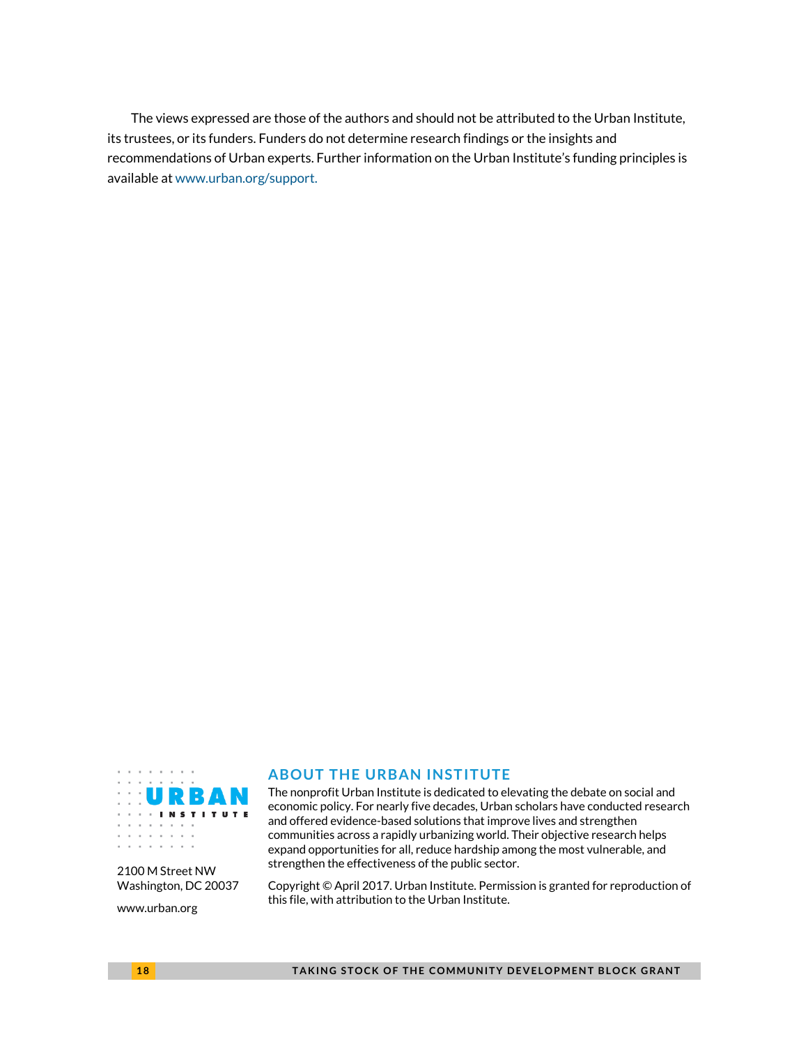The views expressed are those of the authors and should not be attributed to the Urban Institute, its trustees, or its funders. Funders do not determine research findings or the insights and recommendations of Urban experts. Further information on the Urban Institute's funding principles is available at www.urban.org/support.

URBAN INSTITUTE

2100 M Street NW
Washington, DC 20037

www.urban.org

## ABOUT THE URBAN INSTITUTE

The nonprofit Urban Institute is dedicated to elevating the debate on social and economic policy. For nearly five decades, Urban scholars have conducted research and offered evidence-based solutions that improve lives and strengthen communities across a rapidly urbanizing world. Their objective research helps expand opportunities for all, reduce hardship among the most vulnerable, and strengthen the effectiveness of the public sector.

Copyright © April 2017. Urban Institute. Permission is granted for reproduction of this file, with attribution to the Urban Institute.